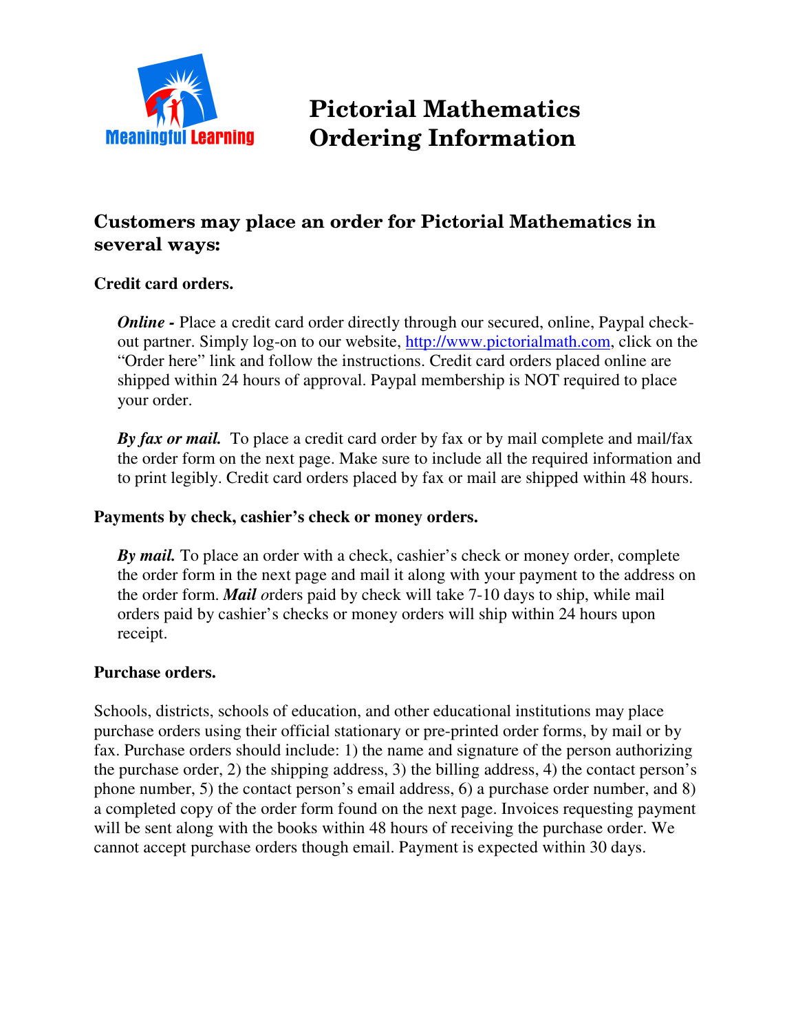# Pictorial Mathematics Ordering Information

## Customers may place an order for Pictorial Mathematics in several ways:

### Credit card orders.

***Online -*** Place a credit card order directly through our secured, online, Paypal check-out partner. Simply log-on to our website, http://www.pictorialmath.com, click on the "Order here" link and follow the instructions. Credit card orders placed online are shipped within 24 hours of approval. Paypal membership is NOT required to place your order.

***By fax or mail.*** To place a credit card order by fax or by mail complete and mail/fax the order form on the next page. Make sure to include all the required information and to print legibly. Credit card orders placed by fax or mail are shipped within 48 hours.

### Payments by check, cashier's check or money orders.

***By mail.*** To place an order with a check, cashier's check or money order, complete the order form in the next page and mail it along with your payment to the address on the order form. ***Mail*** *o*rders paid by check will take 7-10 days to ship, while mail orders paid by cashier's checks or money orders will ship within 24 hours upon receipt.

### Purchase orders.

Schools, districts, schools of education, and other educational institutions may place purchase orders using their official stationary or pre-printed order forms, by mail or by fax. Purchase orders should include: 1) the name and signature of the person authorizing the purchase order, 2) the shipping address, 3) the billing address, 4) the contact person's phone number, 5) the contact person's email address, 6) a purchase order number, and 8) a completed copy of the order form found on the next page. Invoices requesting payment will be sent along with the books within 48 hours of receiving the purchase order. We cannot accept purchase orders though email. Payment is expected within 30 days.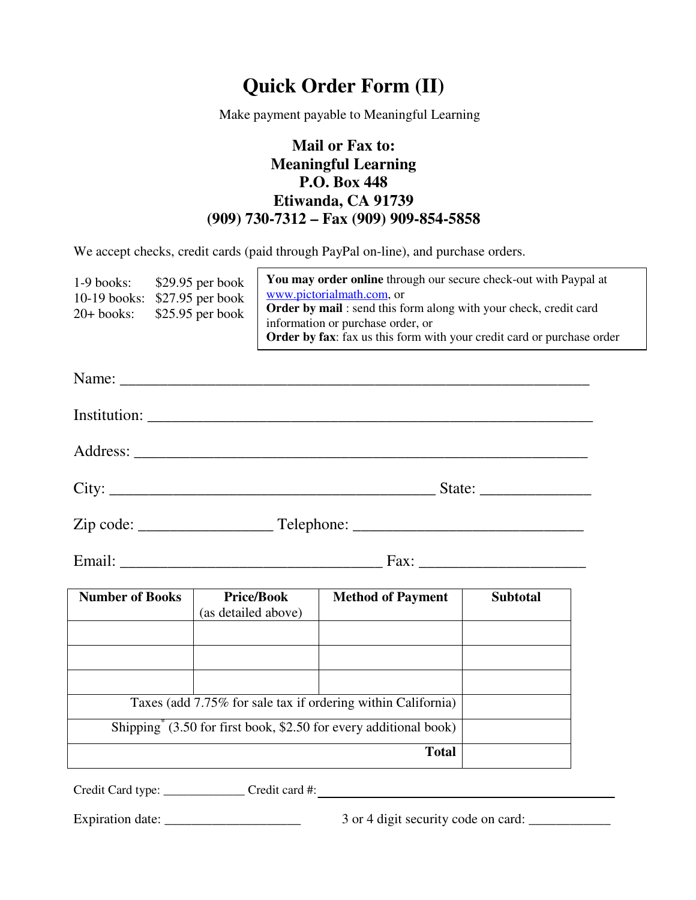# Quick Order Form (II)

Make payment payable to Meaningful Learning

**Mail or Fax to:**
**Meaningful Learning**
**P.O. Box 448**
**Etiwanda, CA 91739**
**(909) 730-7312 – Fax (909) 909-854-5858**

We accept checks, credit cards (paid through PayPal on-line), and purchase orders.

| | |
|---|---|
| 1-9 books: | $29.95 per book |
| 10-19 books: | $27.95 per book |
| 20+ books: | $25.95 per book |

**You may order online** through our secure check-out with Paypal at www.pictorialmath.com, or
**Order by mail** : send this form along with your check, credit card information or purchase order, or
**Order by fax**: fax us this form with your credit card or purchase order

Name: ____________________________________________________________

Institution: _________________________________________________________

Address: __________________________________________________________

City: __________________________________________ State: ______________

Zip code: _________________ Telephone: _____________________________

Email: __________________________________ Fax: _____________________

| **Number of Books** | **Price/Book** (as detailed above) | **Method of Payment** | **Subtotal** |
|---|---|---|---|
| | | | |
| | | | |
| | | | |
| Taxes (add 7.75% for sale tax if ordering within California) | | | |
| Shipping* (3.50 for first book, $2.50 for every additional book) | | | |
| **Total** | | | |

Credit Card type: _____________ Credit card #: _________________________________________

Expiration date: ____________________ 3 or 4 digit security code on card: ____________